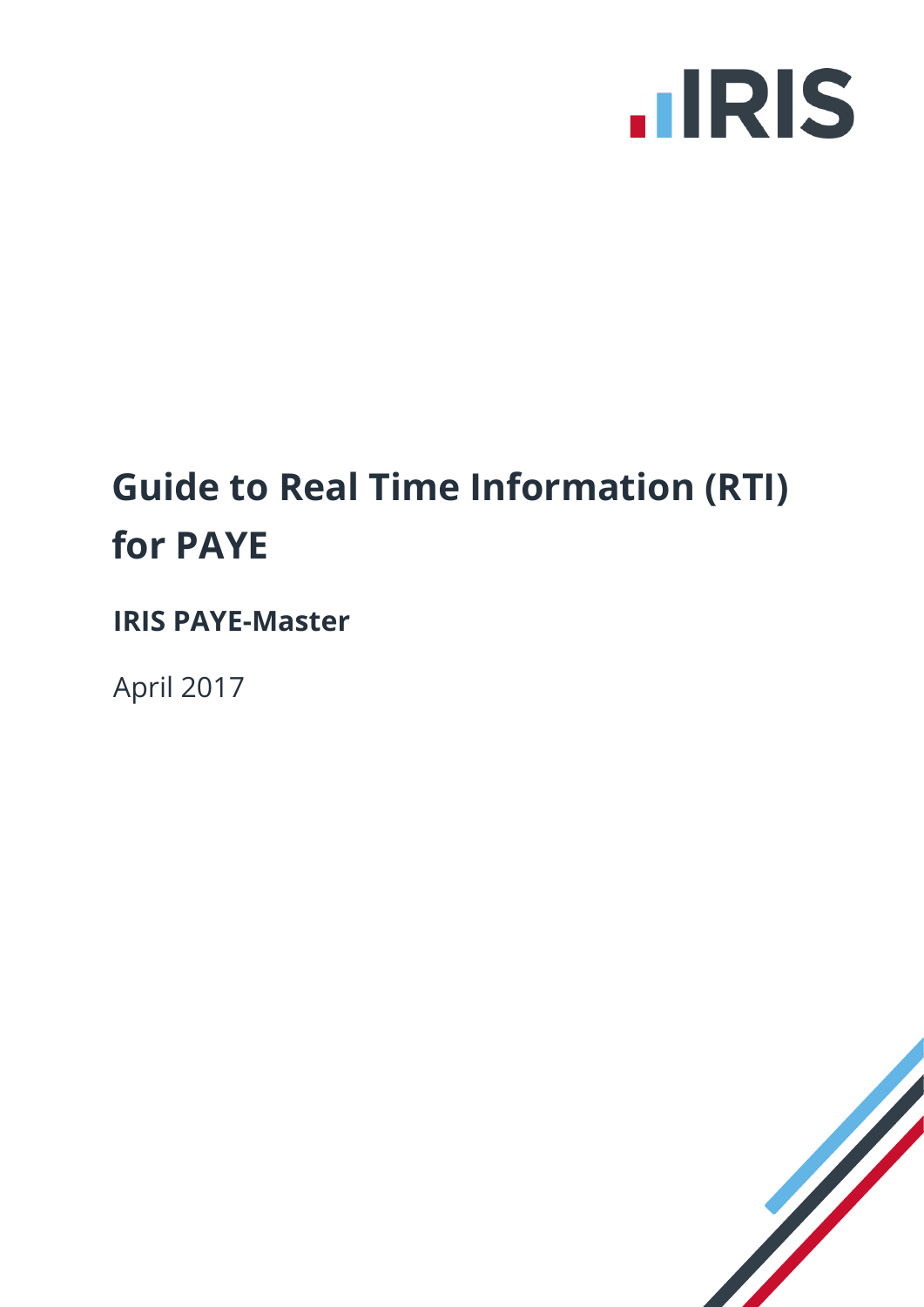# Guide to Real Time Information (RTI) for PAYE

## IRIS PAYE-Master

April 2017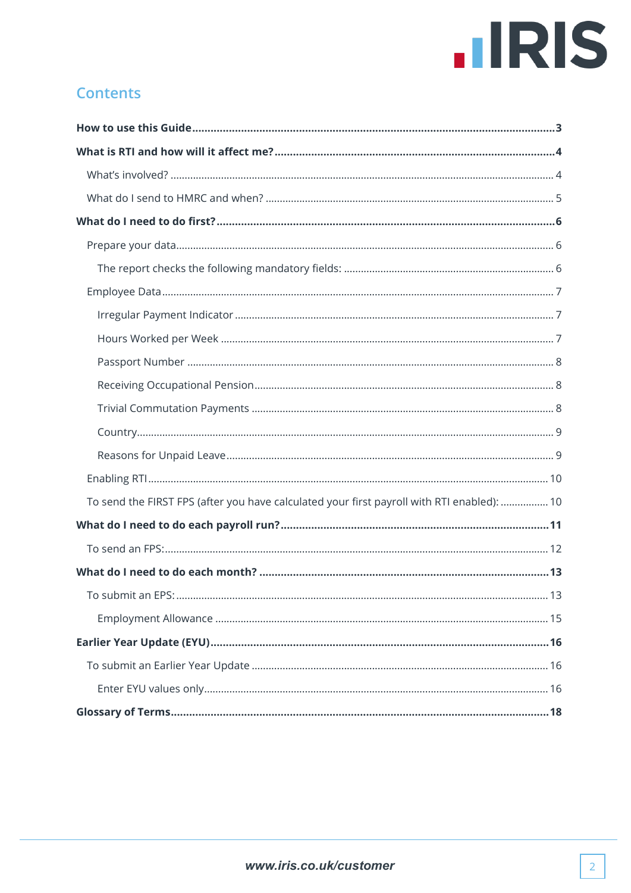## Contents

**How to use this Guide** .......... **3**

**What is RTI and how will it affect me?** .......... **4**

- What's involved? .......... 4
- What do I send to HMRC and when? .......... 5

**What do I need to do first?** .......... **6**

- Prepare your data .......... 6
  - The report checks the following mandatory fields: .......... 6
- Employee Data .......... 7
  - Irregular Payment Indicator .......... 7
  - Hours Worked per Week .......... 7
  - Passport Number .......... 8
  - Receiving Occupational Pension .......... 8
  - Trivial Commutation Payments .......... 8
  - Country .......... 9
  - Reasons for Unpaid Leave .......... 9
- Enabling RTI .......... 10
- To send the FIRST FPS (after you have calculated your first payroll with RTI enabled): .......... 10

**What do I need to do each payroll run?** .......... **11**

- To send an FPS: .......... 12

**What do I need to do each month?** .......... **13**

- To submit an EPS: .......... 13
  - Employment Allowance .......... 15

**Earlier Year Update (EYU)** .......... **16**

- To submit an Earlier Year Update .......... 16
  - Enter EYU values only .......... 16

**Glossary of Terms** .......... **18**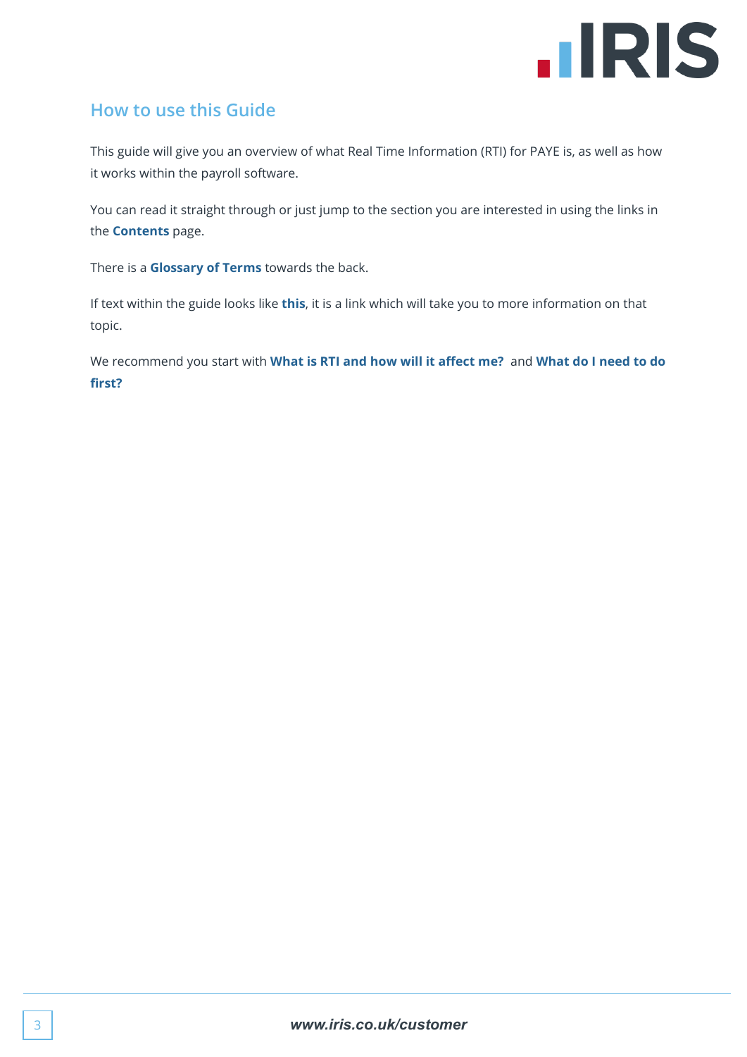## How to use this Guide

This guide will give you an overview of what Real Time Information (RTI) for PAYE is, as well as how it works within the payroll software.

You can read it straight through or just jump to the section you are interested in using the links in the **Contents** page.

There is a **Glossary of Terms** towards the back.

If text within the guide looks like **this**, it is a link which will take you to more information on that topic.

We recommend you start with **What is RTI and how will it affect me?** and **What do I need to do first?**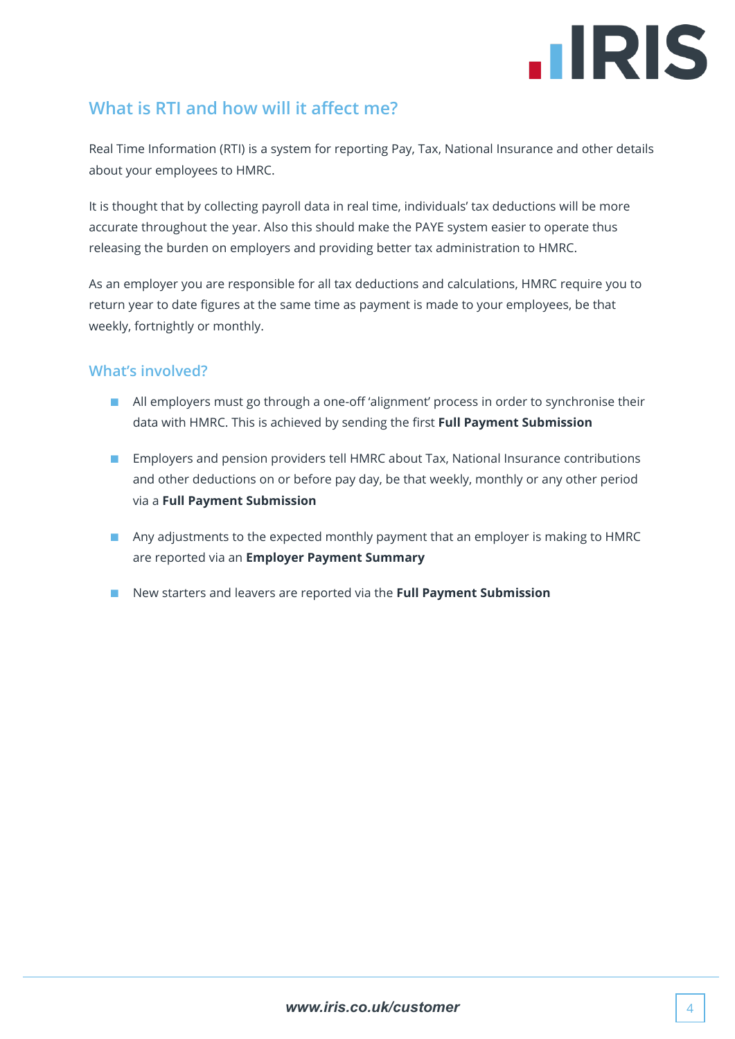## What is RTI and how will it affect me?

Real Time Information (RTI) is a system for reporting Pay, Tax, National Insurance and other details about your employees to HMRC.

It is thought that by collecting payroll data in real time, individuals' tax deductions will be more accurate throughout the year. Also this should make the PAYE system easier to operate thus releasing the burden on employers and providing better tax administration to HMRC.

As an employer you are responsible for all tax deductions and calculations, HMRC require you to return year to date figures at the same time as payment is made to your employees, be that weekly, fortnightly or monthly.

### What's involved?

- All employers must go through a one-off 'alignment' process in order to synchronise their data with HMRC. This is achieved by sending the first **Full Payment Submission**
- Employers and pension providers tell HMRC about Tax, National Insurance contributions and other deductions on or before pay day, be that weekly, monthly or any other period via a **Full Payment Submission**
- Any adjustments to the expected monthly payment that an employer is making to HMRC are reported via an **Employer Payment Summary**
- New starters and leavers are reported via the **Full Payment Submission**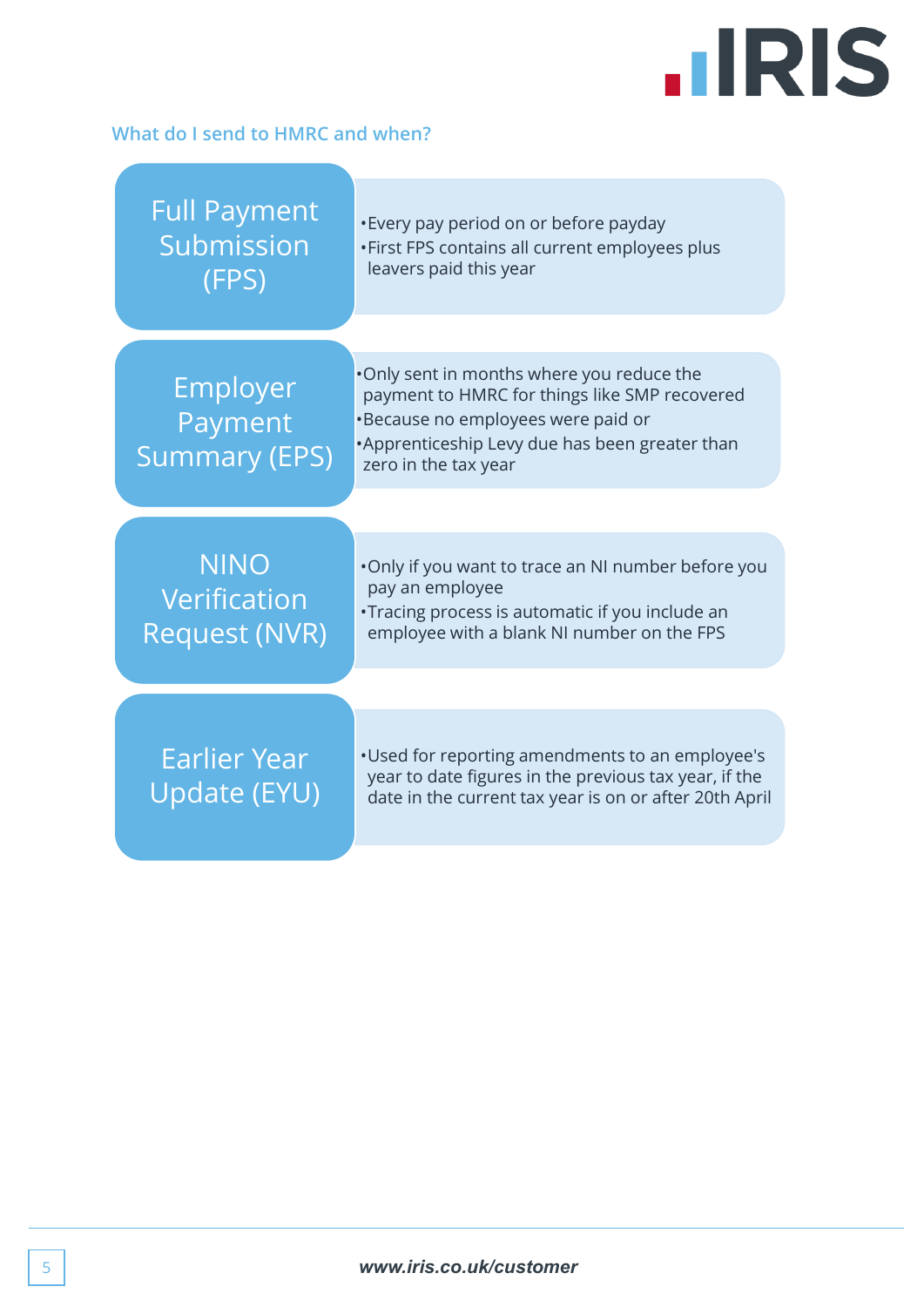## What do I send to HMRC and when?

### Full Payment Submission (FPS)

- Every pay period on or before payday
- First FPS contains all current employees plus leavers paid this year

### Employer Payment Summary (EPS)

- Only sent in months where you reduce the payment to HMRC for things like SMP recovered
- Because no employees were paid or
- Apprenticeship Levy due has been greater than zero in the tax year

### NINO Verification Request (NVR)

- Only if you want to trace an NI number before you pay an employee
- Tracing process is automatic if you include an employee with a blank NI number on the FPS

### Earlier Year Update (EYU)

- Used for reporting amendments to an employee's year to date figures in the previous tax year, if the date in the current tax year is on or after 20th April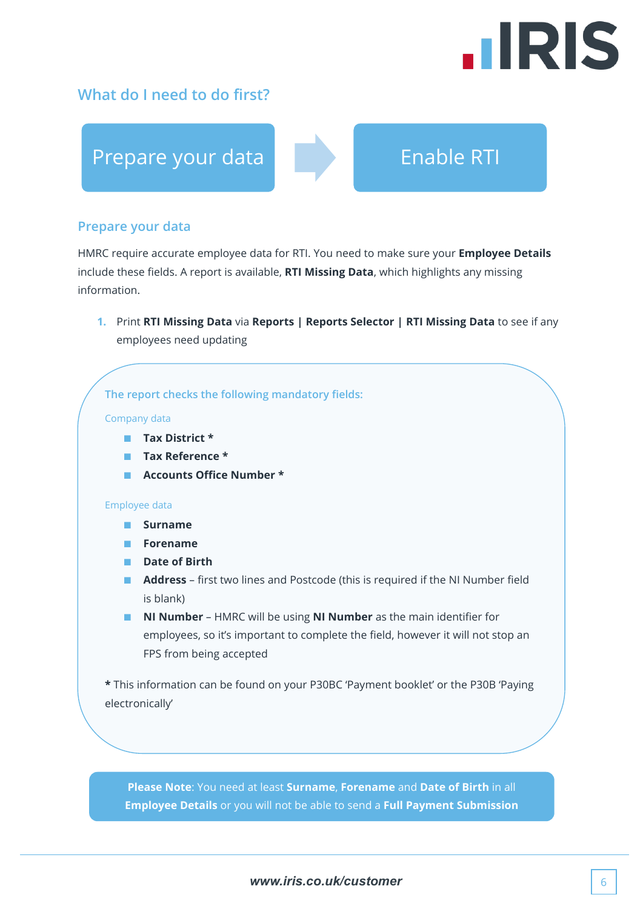## What do I need to do first?

Prepare your data → Enable RTI

### Prepare your data

HMRC require accurate employee data for RTI. You need to make sure your **Employee Details** include these fields. A report is available, **RTI Missing Data**, which highlights any missing information.

1. Print **RTI Missing Data** via **Reports | Reports Selector | RTI Missing Data** to see if any employees need updating

**The report checks the following mandatory fields:**

Company data

- **Tax District ***
- **Tax Reference ***
- **Accounts Office Number ***

Employee data

- **Surname**
- **Forename**
- **Date of Birth**
- **Address** – first two lines and Postcode (this is required if the NI Number field is blank)
- **NI Number** – HMRC will be using **NI Number** as the main identifier for employees, so it's important to complete the field, however it will not stop an FPS from being accepted

**\*** This information can be found on your P30BC 'Payment booklet' or the P30B 'Paying electronically'

**Please Note**: You need at least **Surname**, **Forename** and **Date of Birth** in all **Employee Details** or you will not be able to send a **Full Payment Submission**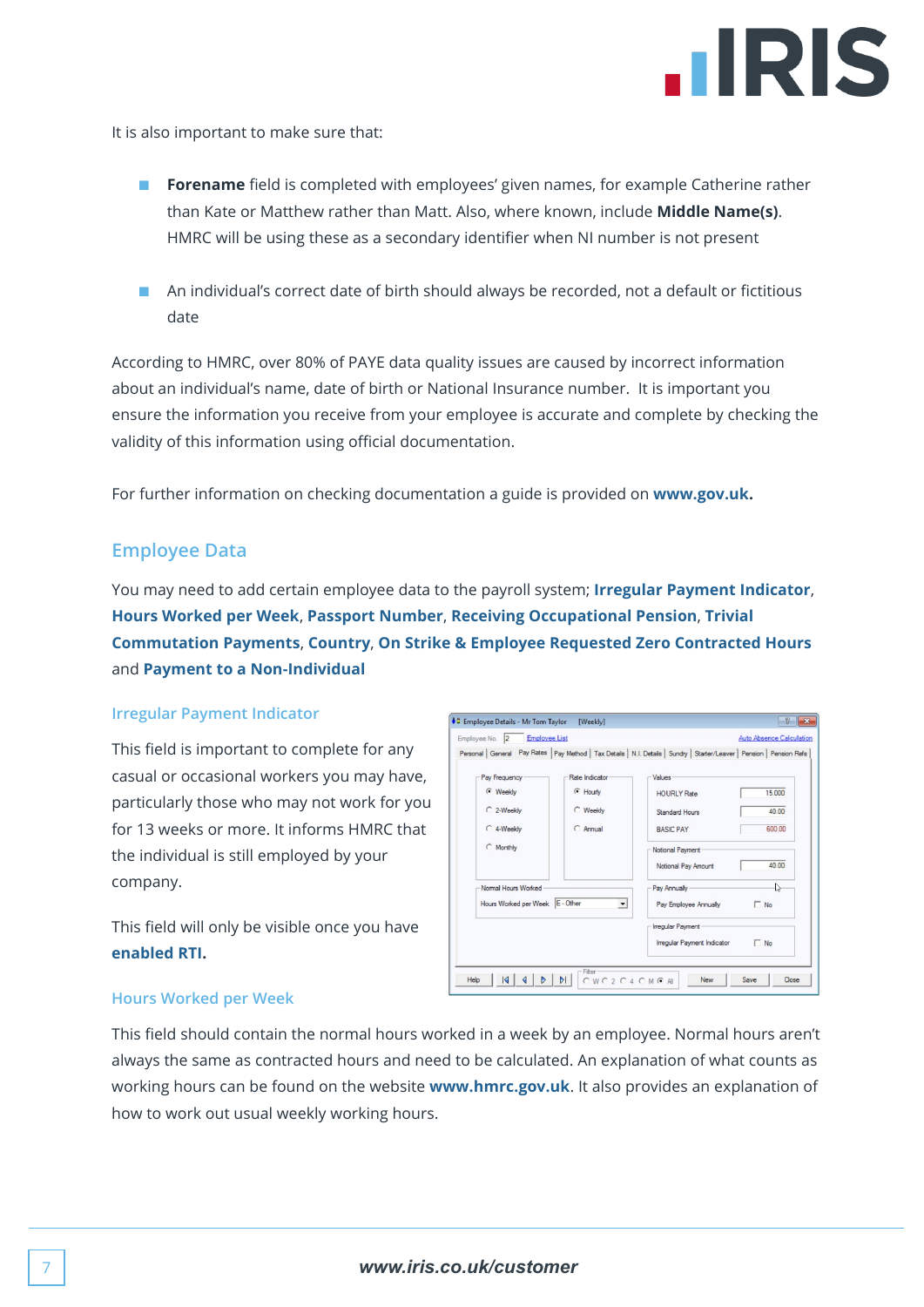It is also important to make sure that:

- **Forename** field is completed with employees' given names, for example Catherine rather than Kate or Matthew rather than Matt. Also, where known, include **Middle Name(s)**. HMRC will be using these as a secondary identifier when NI number is not present

- An individual's correct date of birth should always be recorded, not a default or fictitious date

According to HMRC, over 80% of PAYE data quality issues are caused by incorrect information about an individual's name, date of birth or National Insurance number. It is important you ensure the information you receive from your employee is accurate and complete by checking the validity of this information using official documentation.

For further information on checking documentation a guide is provided on **www.gov.uk.**

## Employee Data

You may need to add certain employee data to the payroll system; **Irregular Payment Indicator**, **Hours Worked per Week**, **Passport Number**, **Receiving Occupational Pension**, **Trivial Commutation Payments**, **Country**, **On Strike & Employee Requested Zero Contracted Hours** and **Payment to a Non-Individual**

### Irregular Payment Indicator

This field is important to complete for any casual or occasional workers you may have, particularly those who may not work for you for 13 weeks or more. It informs HMRC that the individual is still employed by your company.

This field will only be visible once you have **enabled RTI.**

### Hours Worked per Week

This field should contain the normal hours worked in a week by an employee. Normal hours aren't always the same as contracted hours and need to be calculated. An explanation of what counts as working hours can be found on the website **www.hmrc.gov.uk**. It also provides an explanation of how to work out usual weekly working hours.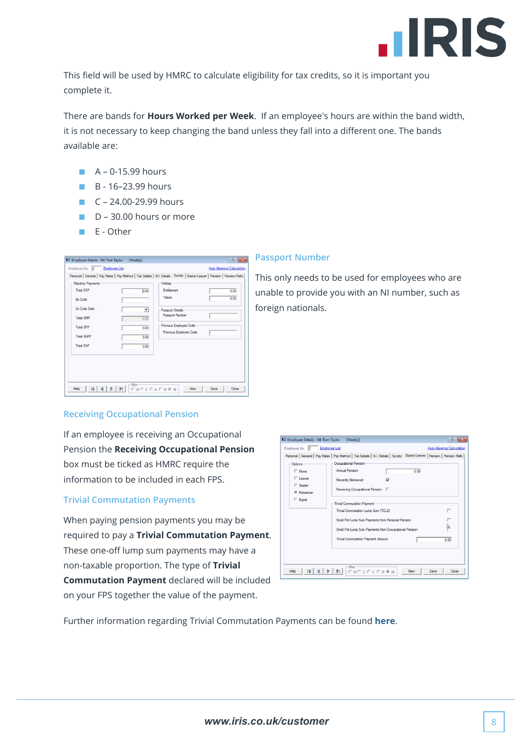This field will be used by HMRC to calculate eligibility for tax credits, so it is important you complete it.

There are bands for **Hours Worked per Week**. If an employee's hours are within the band width, it is not necessary to keep changing the band unless they fall into a different one. The bands available are:

- A – 0-15.99 hours
- B - 16–23.99 hours
- C – 24.00-29.99 hours
- D – 30.00 hours or more
- E - Other

### Passport Number

This only needs to be used for employees who are unable to provide you with an NI number, such as foreign nationals.

### Receiving Occupational Pension

If an employee is receiving an Occupational Pension the **Receiving Occupational Pension** box must be ticked as HMRC require the information to be included in each FPS.

### Trivial Commutation Payments

When paying pension payments you may be required to pay a **Trivial Commutation Payment**. These one-off lump sum payments may have a non-taxable proportion. The type of **Trivial Commutation Payment** declared will be included on your FPS together the value of the payment.

Further information regarding Trivial Commutation Payments can be found **here**.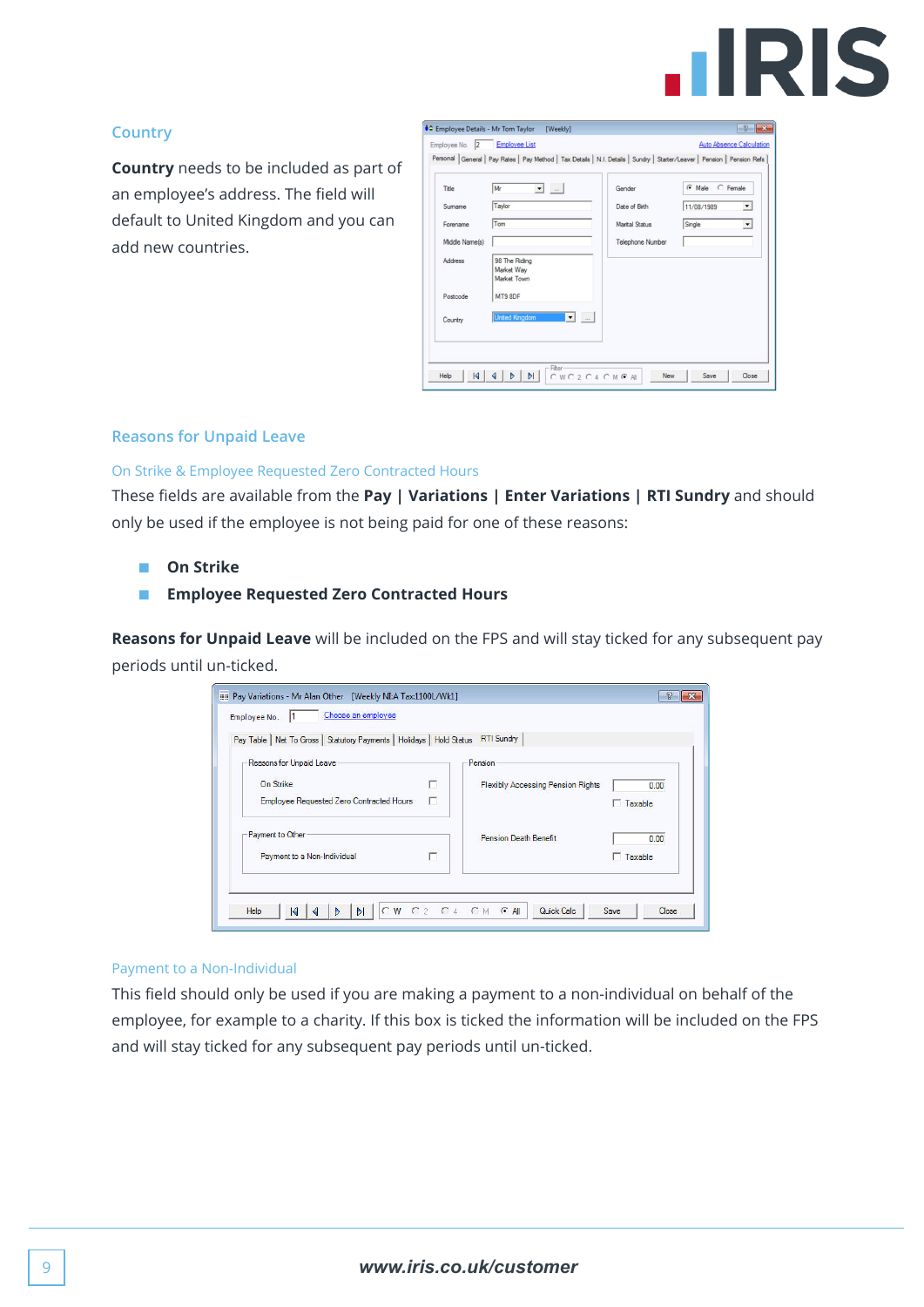## Country

**Country** needs to be included as part of an employee's address. The field will default to United Kingdom and you can add new countries.

## Reasons for Unpaid Leave

### On Strike & Employee Requested Zero Contracted Hours

These fields are available from the **Pay | Variations | Enter Variations | RTI Sundry** and should only be used if the employee is not being paid for one of these reasons:

- **On Strike**
- **Employee Requested Zero Contracted Hours**

**Reasons for Unpaid Leave** will be included on the FPS and will stay ticked for any subsequent pay periods until un-ticked.

### Payment to a Non-Individual

This field should only be used if you are making a payment to a non-individual on behalf of the employee, for example to a charity. If this box is ticked the information will be included on the FPS and will stay ticked for any subsequent pay periods until un-ticked.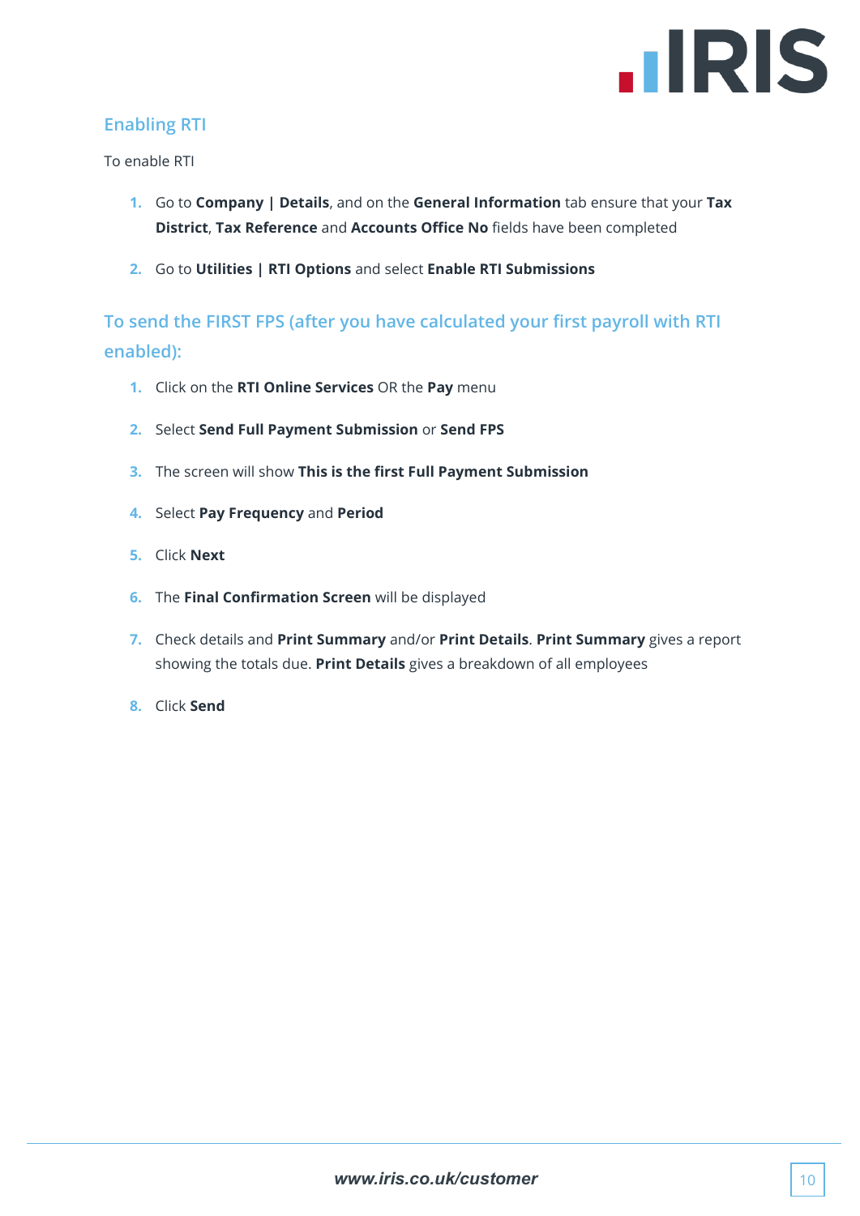## Enabling RTI

To enable RTI

1. Go to **Company | Details**, and on the **General Information** tab ensure that your **Tax District**, **Tax Reference** and **Accounts Office No** fields have been completed
2. Go to **Utilities | RTI Options** and select **Enable RTI Submissions**

## To send the FIRST FPS (after you have calculated your first payroll with RTI enabled):

1. Click on the **RTI Online Services** OR the **Pay** menu
2. Select **Send Full Payment Submission** or **Send FPS**
3. The screen will show **This is the first Full Payment Submission**
4. Select **Pay Frequency** and **Period**
5. Click **Next**
6. The **Final Confirmation Screen** will be displayed
7. Check details and **Print Summary** and/or **Print Details**. **Print Summary** gives a report showing the totals due. **Print Details** gives a breakdown of all employees
8. Click **Send**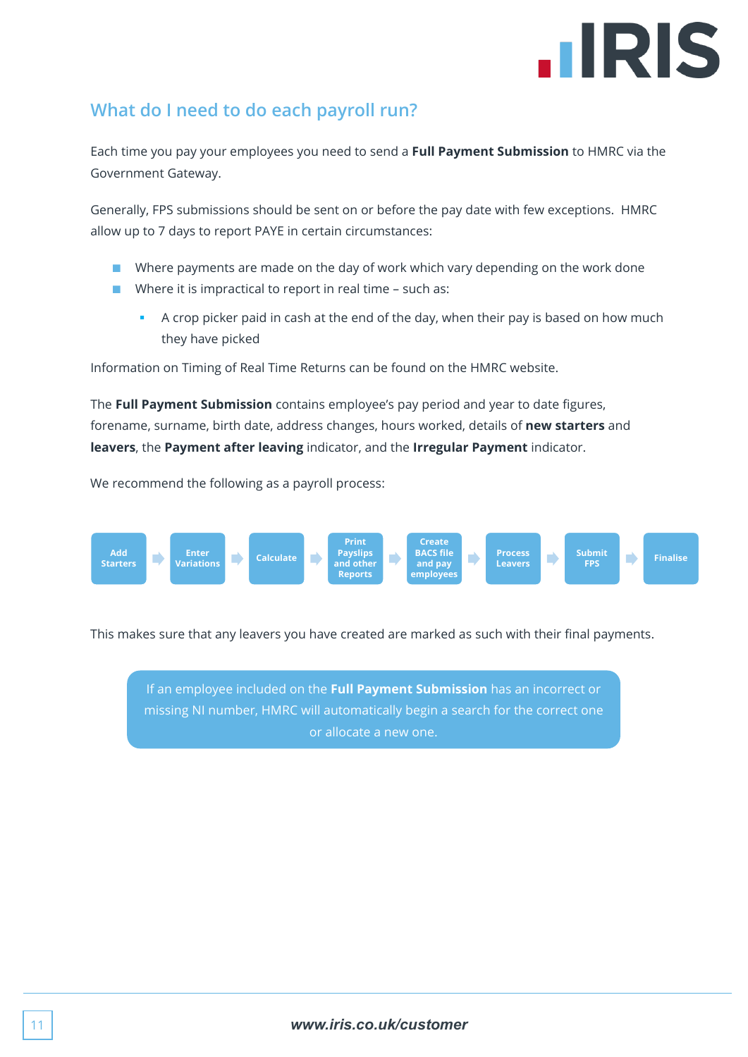## What do I need to do each payroll run?

Each time you pay your employees you need to send a **Full Payment Submission** to HMRC via the Government Gateway.

Generally, FPS submissions should be sent on or before the pay date with few exceptions. HMRC allow up to 7 days to report PAYE in certain circumstances:

- Where payments are made on the day of work which vary depending on the work done
- Where it is impractical to report in real time – such as:
  - A crop picker paid in cash at the end of the day, when their pay is based on how much they have picked

Information on Timing of Real Time Returns can be found on the HMRC website.

The **Full Payment Submission** contains employee's pay period and year to date figures, forename, surname, birth date, address changes, hours worked, details of **new starters** and **leavers**, the **Payment after leaving** indicator, and the **Irregular Payment** indicator.

We recommend the following as a payroll process:

**Add Starters** → **Enter Variations** → **Calculate** → **Print Payslips and other Reports** → **Create BACS file and pay employees** → **Process Leavers** → **Submit FPS** → **Finalise**

This makes sure that any leavers you have created are marked as such with their final payments.

> If an employee included on the **Full Payment Submission** has an incorrect or missing NI number, HMRC will automatically begin a search for the correct one or allocate a new one.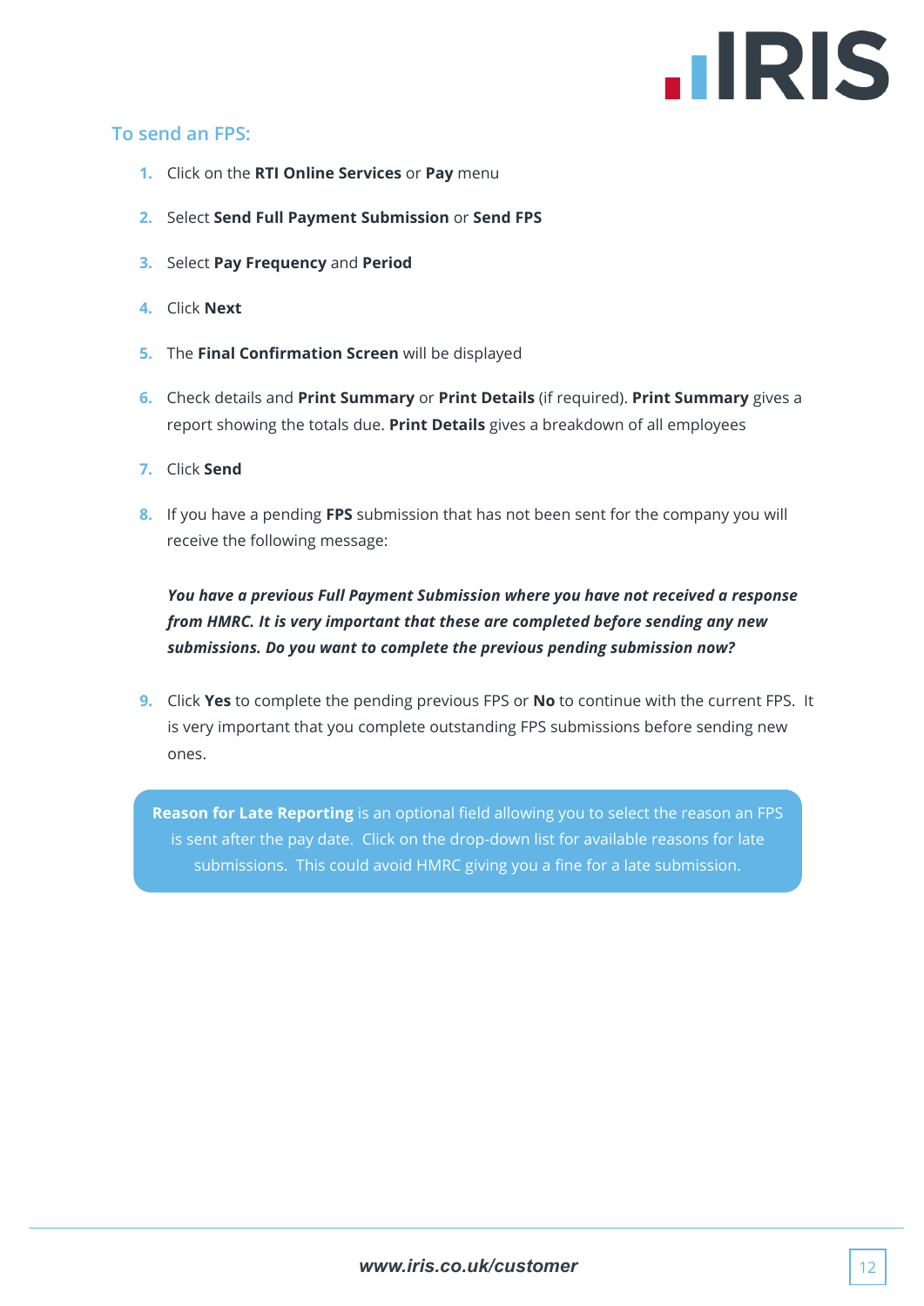## To send an FPS:

1. Click on the **RTI Online Services** or **Pay** menu
2. Select **Send Full Payment Submission** or **Send FPS**
3. Select **Pay Frequency** and **Period**
4. Click **Next**
5. The **Final Confirmation Screen** will be displayed
6. Check details and **Print Summary** or **Print Details** (if required). **Print Summary** gives a report showing the totals due. **Print Details** gives a breakdown of all employees
7. Click **Send**
8. If you have a pending **FPS** submission that has not been sent for the company you will receive the following message:

   ***You have a previous Full Payment Submission where you have not received a response from HMRC. It is very important that these are completed before sending any new submissions. Do you want to complete the previous pending submission now?***

9. Click **Yes** to complete the pending previous FPS or **No** to continue with the current FPS. It is very important that you complete outstanding FPS submissions before sending new ones.

**Reason for Late Reporting** is an optional field allowing you to select the reason an FPS is sent after the pay date. Click on the drop-down list for available reasons for late submissions. This could avoid HMRC giving you a fine for a late submission.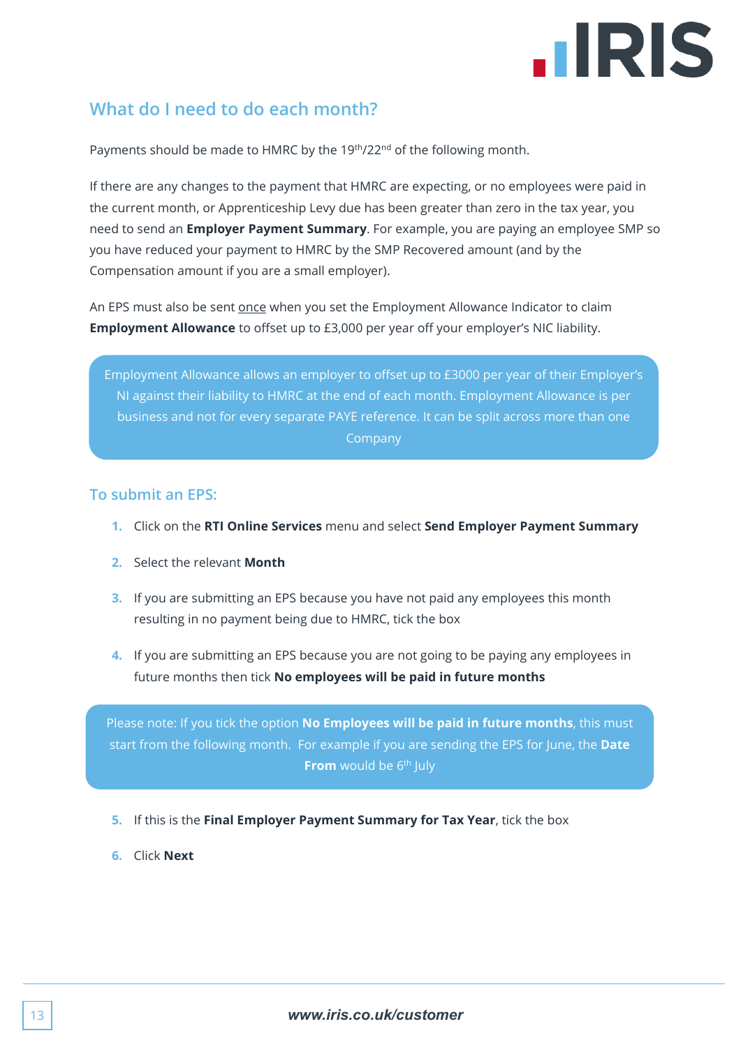## What do I need to do each month?

Payments should be made to HMRC by the 19th/22nd of the following month.

If there are any changes to the payment that HMRC are expecting, or no employees were paid in the current month, or Apprenticeship Levy due has been greater than zero in the tax year, you need to send an **Employer Payment Summary**. For example, you are paying an employee SMP so you have reduced your payment to HMRC by the SMP Recovered amount (and by the Compensation amount if you are a small employer).

An EPS must also be sent once when you set the Employment Allowance Indicator to claim **Employment Allowance** to offset up to £3,000 per year off your employer's NIC liability.

> Employment Allowance allows an employer to offset up to £3000 per year of their Employer's NI against their liability to HMRC at the end of each month. Employment Allowance is per business and not for every separate PAYE reference. It can be split across more than one Company

### To submit an EPS:

1. Click on the **RTI Online Services** menu and select **Send Employer Payment Summary**
2. Select the relevant **Month**
3. If you are submitting an EPS because you have not paid any employees this month resulting in no payment being due to HMRC, tick the box
4. If you are submitting an EPS because you are not going to be paying any employees in future months then tick **No employees will be paid in future months**

> Please note: If you tick the option **No Employees will be paid in future months**, this must start from the following month. For example if you are sending the EPS for June, the **Date From** would be 6th July

5. If this is the **Final Employer Payment Summary for Tax Year**, tick the box
6. Click **Next**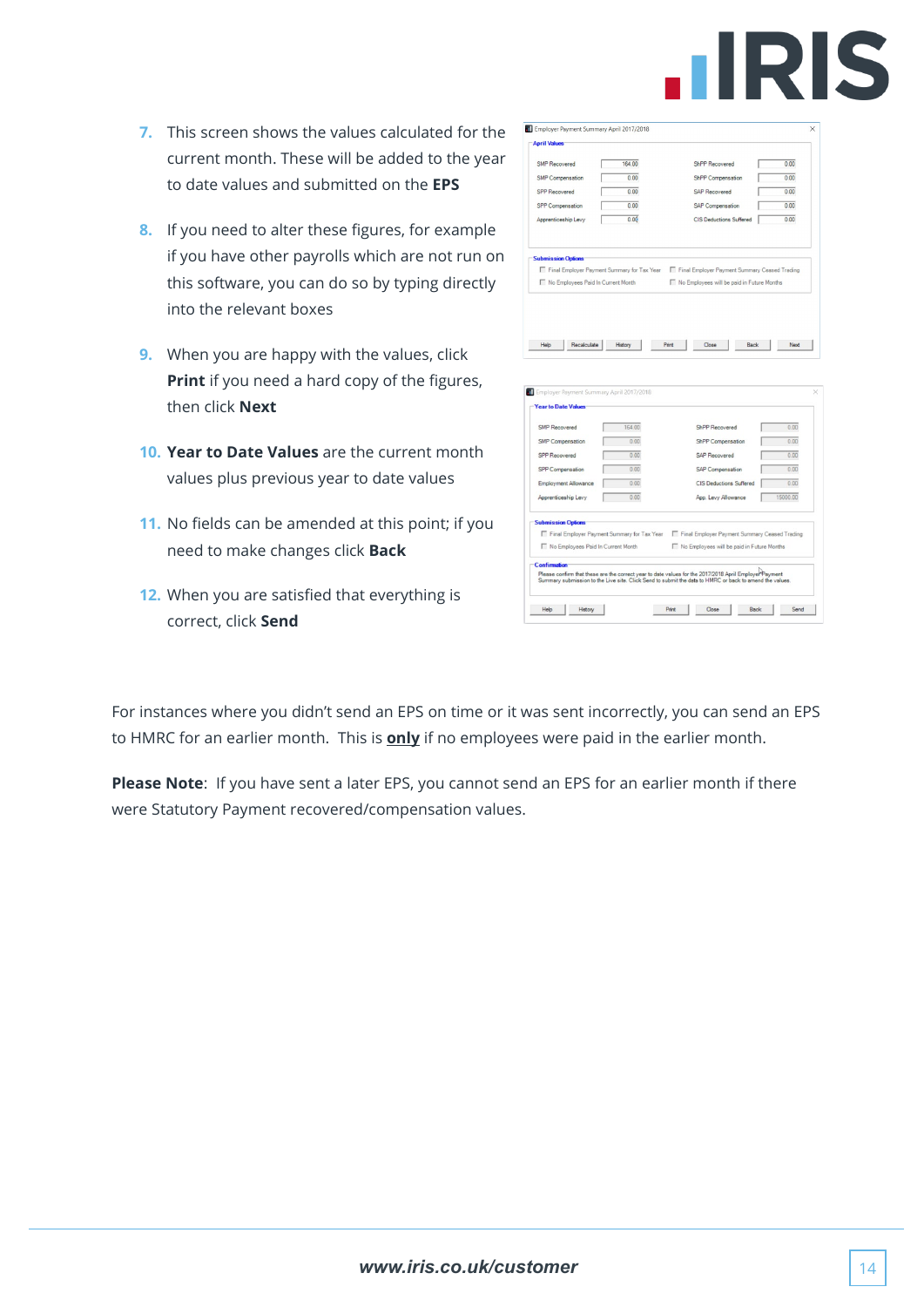7. This screen shows the values calculated for the current month. These will be added to the year to date values and submitted on the **EPS**

8. If you need to alter these figures, for example if you have other payrolls which are not run on this software, you can do so by typing directly into the relevant boxes

9. When you are happy with the values, click **Print** if you need a hard copy of the figures, then click **Next**

10. **Year to Date Values** are the current month values plus previous year to date values

11. No fields can be amended at this point; if you need to make changes click **Back**

12. When you are satisfied that everything is correct, click **Send**

For instances where you didn't send an EPS on time or it was sent incorrectly, you can send an EPS to HMRC for an earlier month. This is **only** if no employees were paid in the earlier month.

**Please Note**: If you have sent a later EPS, you cannot send an EPS for an earlier month if there were Statutory Payment recovered/compensation values.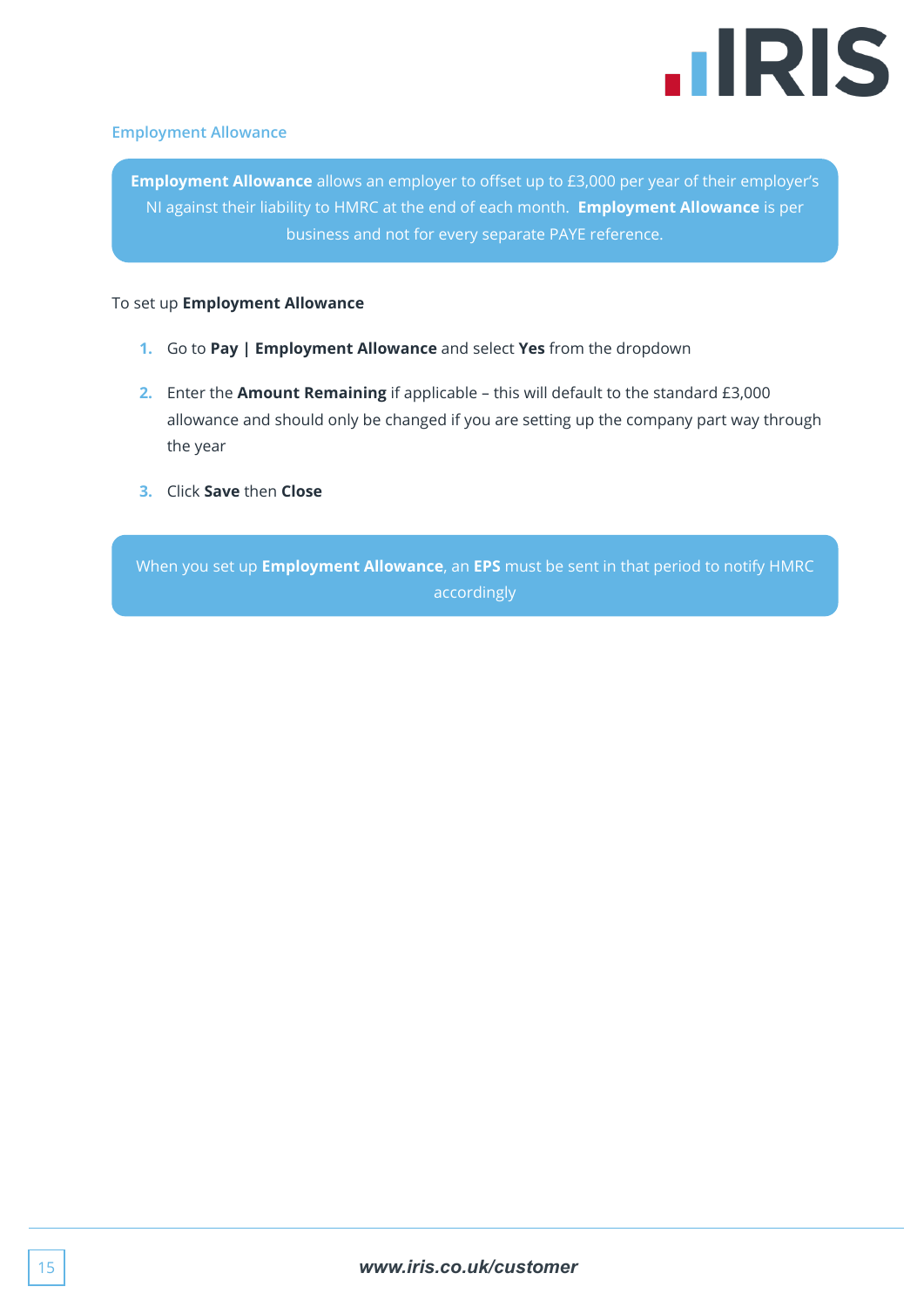## Employment Allowance

> **Employment Allowance** allows an employer to offset up to £3,000 per year of their employer's NI against their liability to HMRC at the end of each month. **Employment Allowance** is per business and not for every separate PAYE reference.

To set up **Employment Allowance**

1. Go to **Pay | Employment Allowance** and select **Yes** from the dropdown
2. Enter the **Amount Remaining** if applicable – this will default to the standard £3,000 allowance and should only be changed if you are setting up the company part way through the year
3. Click **Save** then **Close**

> When you set up **Employment Allowance**, an **EPS** must be sent in that period to notify HMRC accordingly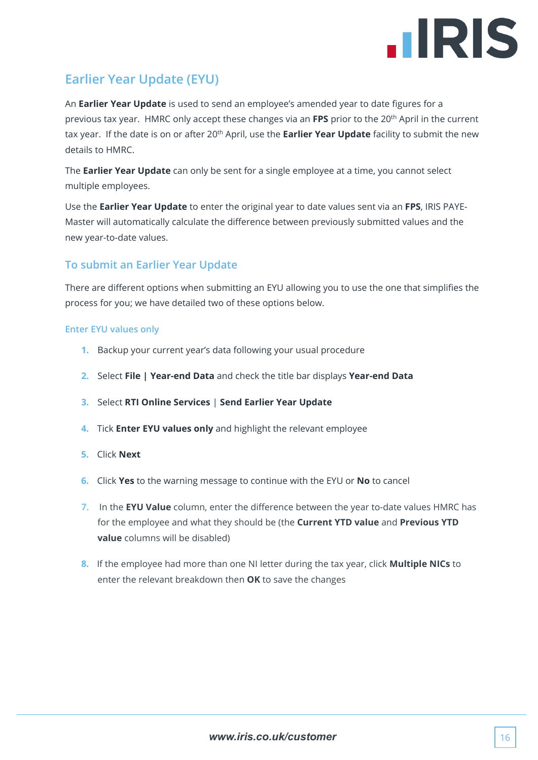## Earlier Year Update (EYU)

An **Earlier Year Update** is used to send an employee's amended year to date figures for a previous tax year. HMRC only accept these changes via an **FPS** prior to the 20th April in the current tax year. If the date is on or after 20th April, use the **Earlier Year Update** facility to submit the new details to HMRC.

The **Earlier Year Update** can only be sent for a single employee at a time, you cannot select multiple employees.

Use the **Earlier Year Update** to enter the original year to date values sent via an **FPS**, IRIS PAYE-Master will automatically calculate the difference between previously submitted values and the new year-to-date values.

### To submit an Earlier Year Update

There are different options when submitting an EYU allowing you to use the one that simplifies the process for you; we have detailed two of these options below.

#### Enter EYU values only

1. Backup your current year's data following your usual procedure
2. Select **File | Year-end Data** and check the title bar displays **Year-end Data**
3. Select **RTI Online Services** | **Send Earlier Year Update**
4. Tick **Enter EYU values only** and highlight the relevant employee
5. Click **Next**
6. Click **Yes** to the warning message to continue with the EYU or **No** to cancel
7. In the **EYU Value** column, enter the difference between the year to-date values HMRC has for the employee and what they should be (the **Current YTD value** and **Previous YTD value** columns will be disabled)
8. If the employee had more than one NI letter during the tax year, click **Multiple NICs** to enter the relevant breakdown then **OK** to save the changes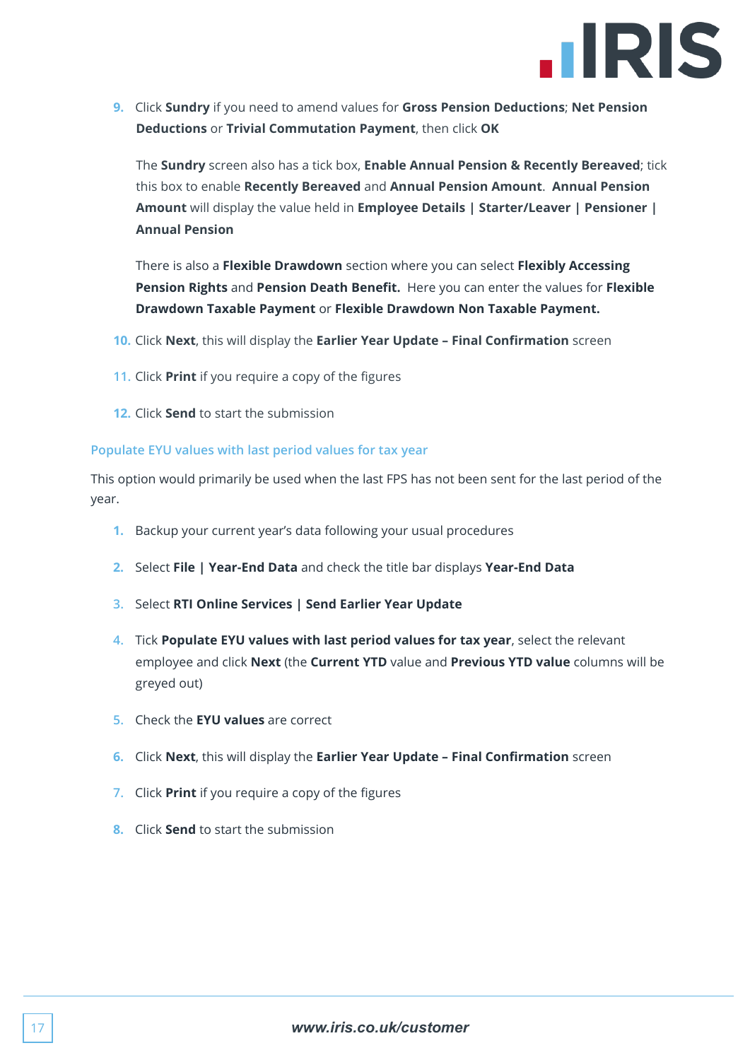9. Click **Sundry** if you need to amend values for **Gross Pension Deductions**; **Net Pension Deductions** or **Trivial Commutation Payment**, then click **OK**

   The **Sundry** screen also has a tick box, **Enable Annual Pension & Recently Bereaved**; tick this box to enable **Recently Bereaved** and **Annual Pension Amount**. **Annual Pension Amount** will display the value held in **Employee Details | Starter/Leaver | Pensioner | Annual Pension**

   There is also a **Flexible Drawdown** section where you can select **Flexibly Accessing Pension Rights** and **Pension Death Benefit.** Here you can enter the values for **Flexible Drawdown Taxable Payment** or **Flexible Drawdown Non Taxable Payment.**

10. Click **Next**, this will display the **Earlier Year Update – Final Confirmation** screen
11. Click **Print** if you require a copy of the figures
12. Click **Send** to start the submission

## Populate EYU values with last period values for tax year

This option would primarily be used when the last FPS has not been sent for the last period of the year.

1. Backup your current year's data following your usual procedures
2. Select **File | Year-End Data** and check the title bar displays **Year-End Data**
3. Select **RTI Online Services | Send Earlier Year Update**
4. Tick **Populate EYU values with last period values for tax year**, select the relevant employee and click **Next** (the **Current YTD** value and **Previous YTD value** columns will be greyed out)
5. Check the **EYU values** are correct
6. Click **Next**, this will display the **Earlier Year Update – Final Confirmation** screen
7. Click **Print** if you require a copy of the figures
8. Click **Send** to start the submission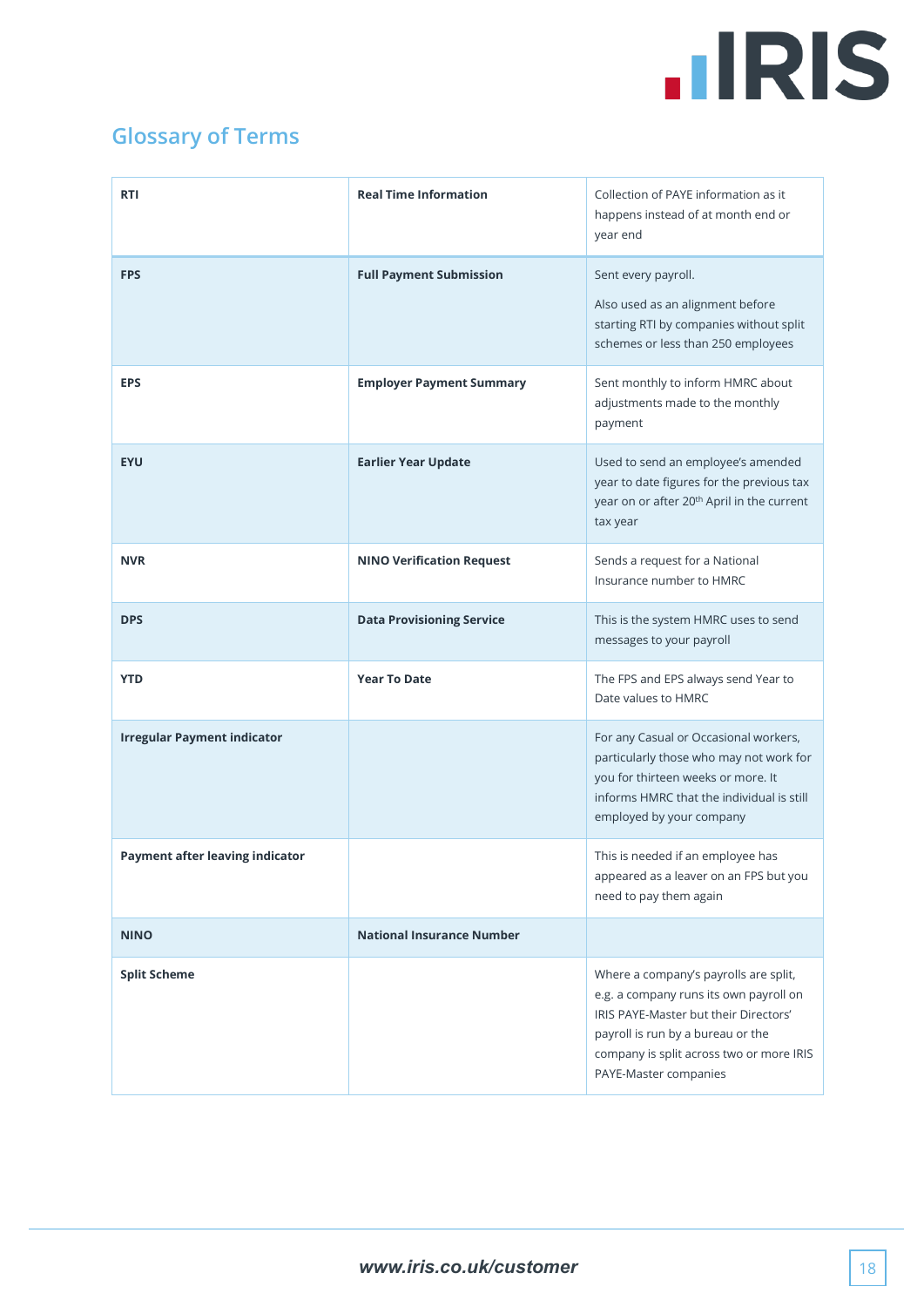## Glossary of Terms

| | | |
|---|---|---|
| **RTI** | **Real Time Information** | Collection of PAYE information as it happens instead of at month end or year end |
| **FPS** | **Full Payment Submission** | Sent every payroll. Also used as an alignment before starting RTI by companies without split schemes or less than 250 employees |
| **EPS** | **Employer Payment Summary** | Sent monthly to inform HMRC about adjustments made to the monthly payment |
| **EYU** | **Earlier Year Update** | Used to send an employee's amended year to date figures for the previous tax year on or after 20th April in the current tax year |
| **NVR** | **NINO Verification Request** | Sends a request for a National Insurance number to HMRC |
| **DPS** | **Data Provisioning Service** | This is the system HMRC uses to send messages to your payroll |
| **YTD** | **Year To Date** | The FPS and EPS always send Year to Date values to HMRC |
| **Irregular Payment indicator** | | For any Casual or Occasional workers, particularly those who may not work for you for thirteen weeks or more. It informs HMRC that the individual is still employed by your company |
| **Payment after leaving indicator** | | This is needed if an employee has appeared as a leaver on an FPS but you need to pay them again |
| **NINO** | **National Insurance Number** | |
| **Split Scheme** | | Where a company's payrolls are split, e.g. a company runs its own payroll on IRIS PAYE-Master but their Directors' payroll is run by a bureau or the company is split across two or more IRIS PAYE-Master companies |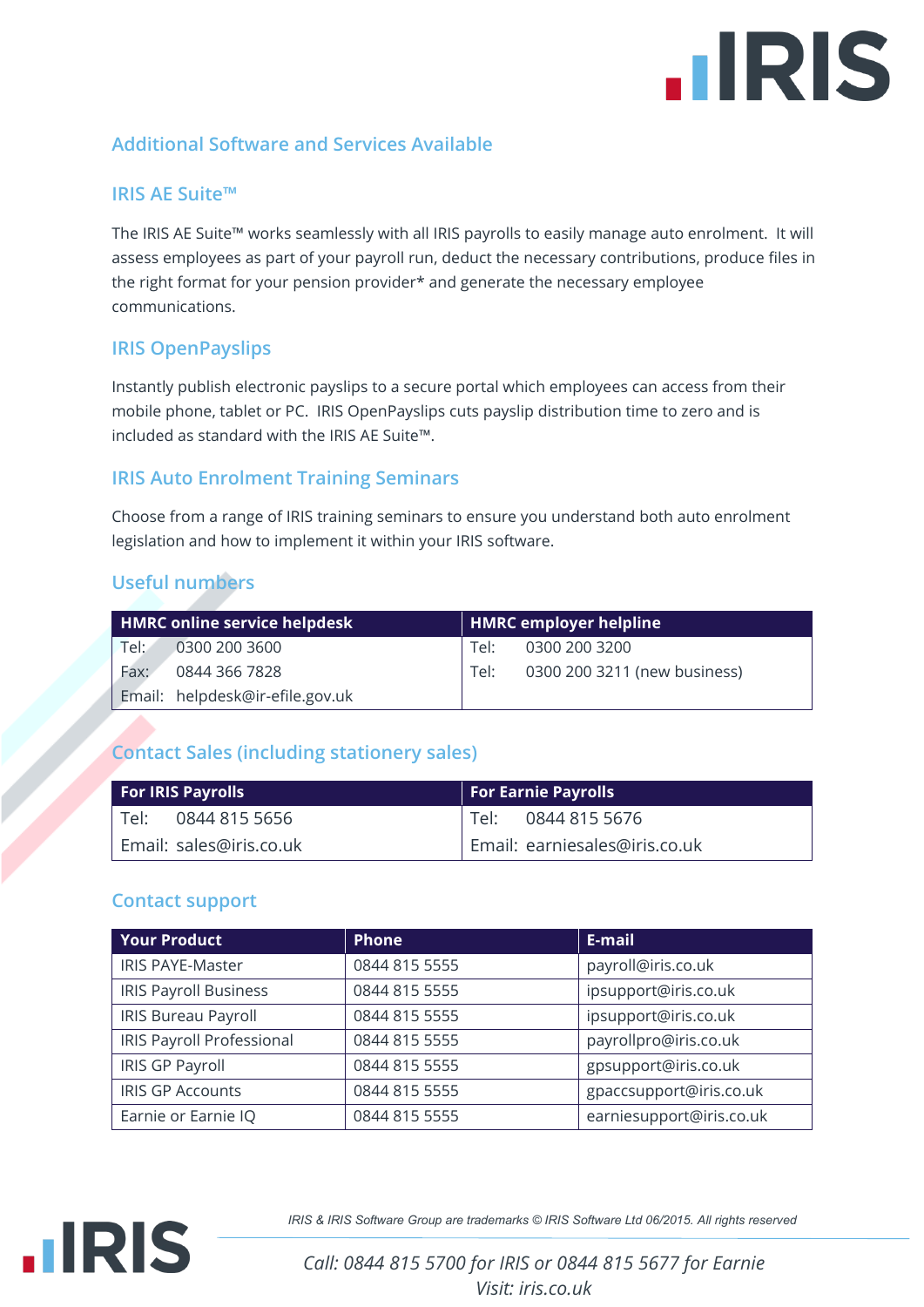## Additional Software and Services Available

### IRIS AE Suite™

The IRIS AE Suite™ works seamlessly with all IRIS payrolls to easily manage auto enrolment. It will assess employees as part of your payroll run, deduct the necessary contributions, produce files in the right format for your pension provider* and generate the necessary employee communications.

### IRIS OpenPayslips

Instantly publish electronic payslips to a secure portal which employees can access from their mobile phone, tablet or PC. IRIS OpenPayslips cuts payslip distribution time to zero and is included as standard with the IRIS AE Suite™.

### IRIS Auto Enrolment Training Seminars

Choose from a range of IRIS training seminars to ensure you understand both auto enrolment legislation and how to implement it within your IRIS software.

### Useful numbers

| HMRC online service helpdesk | HMRC employer helpline |
|---|---|
| Tel: 0300 200 3600 | Tel: 0300 200 3200 |
| Fax: 0844 366 7828 | Tel: 0300 200 3211 (new business) |
| Email: helpdesk@ir-efile.gov.uk | |

### Contact Sales (including stationery sales)

| For IRIS Payrolls | For Earnie Payrolls |
|---|---|
| Tel: 0844 815 5656 | Tel: 0844 815 5676 |
| Email: sales@iris.co.uk | Email: earniesales@iris.co.uk |

### Contact support

| Your Product | Phone | E-mail |
|---|---|---|
| IRIS PAYE-Master | 0844 815 5555 | payroll@iris.co.uk |
| IRIS Payroll Business | 0844 815 5555 | ipsupport@iris.co.uk |
| IRIS Bureau Payroll | 0844 815 5555 | ipsupport@iris.co.uk |
| IRIS Payroll Professional | 0844 815 5555 | payrollpro@iris.co.uk |
| IRIS GP Payroll | 0844 815 5555 | gpsupport@iris.co.uk |
| IRIS GP Accounts | 0844 815 5555 | gpaccsupport@iris.co.uk |
| Earnie or Earnie IQ | 0844 815 5555 | earniesupport@iris.co.uk |

*IRIS & IRIS Software Group are trademarks © IRIS Software Ltd 06/2015. All rights reserved*

*Call: 0844 815 5700 for IRIS or 0844 815 5677 for Earnie*
*Visit: iris.co.uk*